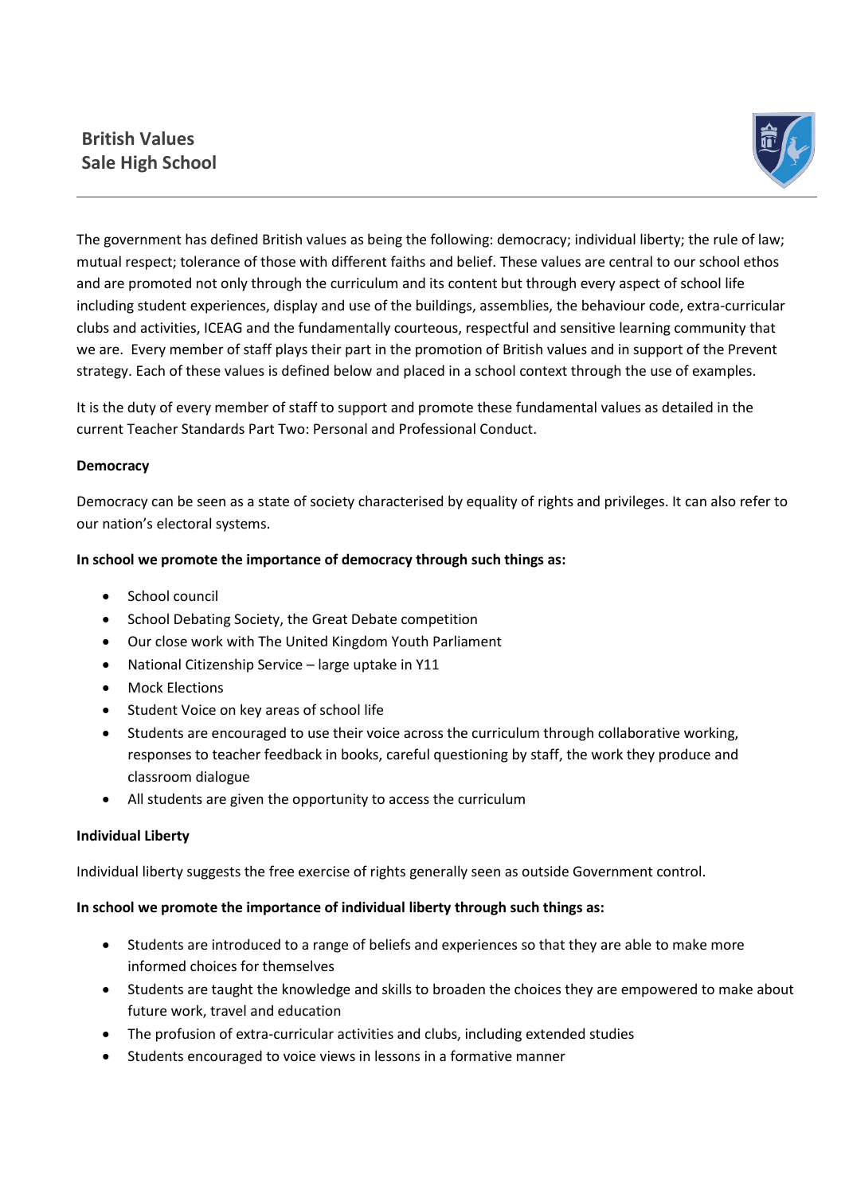# British Values
## Sale High School

The government has defined British values as being the following: democracy; individual liberty; the rule of law; mutual respect; tolerance of those with different faiths and belief. These values are central to our school ethos and are promoted not only through the curriculum and its content but through every aspect of school life including student experiences, display and use of the buildings, assemblies, the behaviour code, extra-curricular clubs and activities, ICEAG and the fundamentally courteous, respectful and sensitive learning community that we are. Every member of staff plays their part in the promotion of British values and in support of the Prevent strategy. Each of these values is defined below and placed in a school context through the use of examples.

It is the duty of every member of staff to support and promote these fundamental values as detailed in the current Teacher Standards Part Two: Personal and Professional Conduct.

**Democracy**

Democracy can be seen as a state of society characterised by equality of rights and privileges. It can also refer to our nation's electoral systems.

**In school we promote the importance of democracy through such things as:**

- School council
- School Debating Society, the Great Debate competition
- Our close work with The United Kingdom Youth Parliament
- National Citizenship Service – large uptake in Y11
- Mock Elections
- Student Voice on key areas of school life
- Students are encouraged to use their voice across the curriculum through collaborative working, responses to teacher feedback in books, careful questioning by staff, the work they produce and classroom dialogue
- All students are given the opportunity to access the curriculum

**Individual Liberty**

Individual liberty suggests the free exercise of rights generally seen as outside Government control.

**In school we promote the importance of individual liberty through such things as:**

- Students are introduced to a range of beliefs and experiences so that they are able to make more informed choices for themselves
- Students are taught the knowledge and skills to broaden the choices they are empowered to make about future work, travel and education
- The profusion of extra-curricular activities and clubs, including extended studies
- Students encouraged to voice views in lessons in a formative manner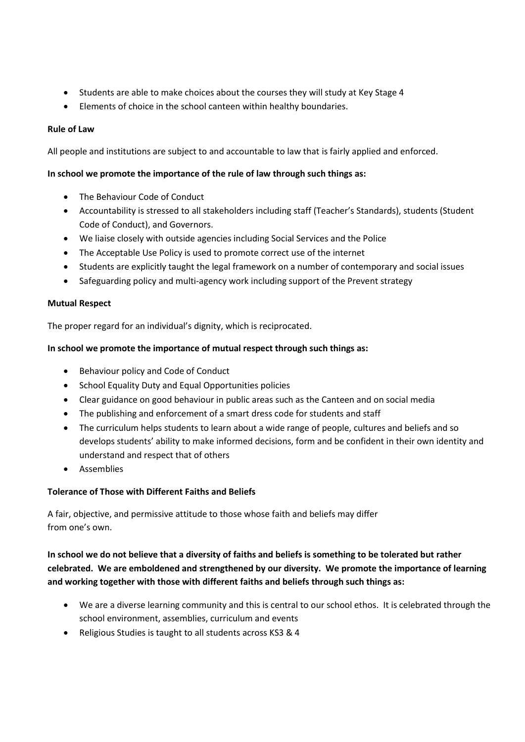- Students are able to make choices about the courses they will study at Key Stage 4
- Elements of choice in the school canteen within healthy boundaries.

**Rule of Law**

All people and institutions are subject to and accountable to law that is fairly applied and enforced.

**In school we promote the importance of the rule of law through such things as:**

- The Behaviour Code of Conduct
- Accountability is stressed to all stakeholders including staff (Teacher's Standards), students (Student Code of Conduct), and Governors.
- We liaise closely with outside agencies including Social Services and the Police
- The Acceptable Use Policy is used to promote correct use of the internet
- Students are explicitly taught the legal framework on a number of contemporary and social issues
- Safeguarding policy and multi-agency work including support of the Prevent strategy

**Mutual Respect**

The proper regard for an individual's dignity, which is reciprocated.

**In school we promote the importance of mutual respect through such things as:**

- Behaviour policy and Code of Conduct
- School Equality Duty and Equal Opportunities policies
- Clear guidance on good behaviour in public areas such as the Canteen and on social media
- The publishing and enforcement of a smart dress code for students and staff
- The curriculum helps students to learn about a wide range of people, cultures and beliefs and so develops students' ability to make informed decisions, form and be confident in their own identity and understand and respect that of others
- Assemblies

**Tolerance of Those with Different Faiths and Beliefs**

A fair, objective, and permissive attitude to those whose faith and beliefs may differ from one's own.

**In school we do not believe that a diversity of faiths and beliefs is something to be tolerated but rather celebrated. We are emboldened and strengthened by our diversity. We promote the importance of learning and working together with those with different faiths and beliefs through such things as:**

- We are a diverse learning community and this is central to our school ethos. It is celebrated through the school environment, assemblies, curriculum and events
- Religious Studies is taught to all students across KS3 & 4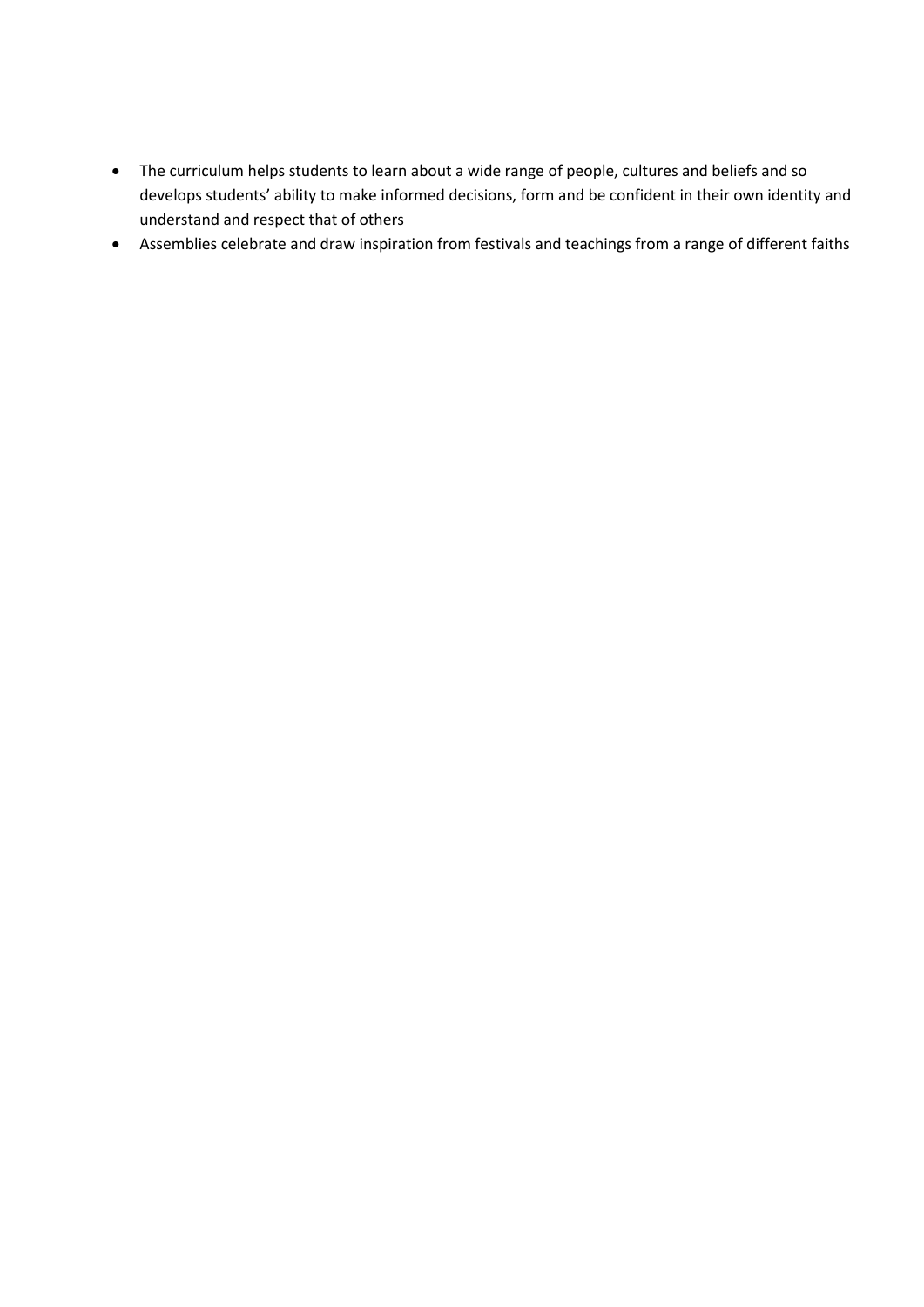- The curriculum helps students to learn about a wide range of people, cultures and beliefs and so develops students' ability to make informed decisions, form and be confident in their own identity and understand and respect that of others
- Assemblies celebrate and draw inspiration from festivals and teachings from a range of different faiths